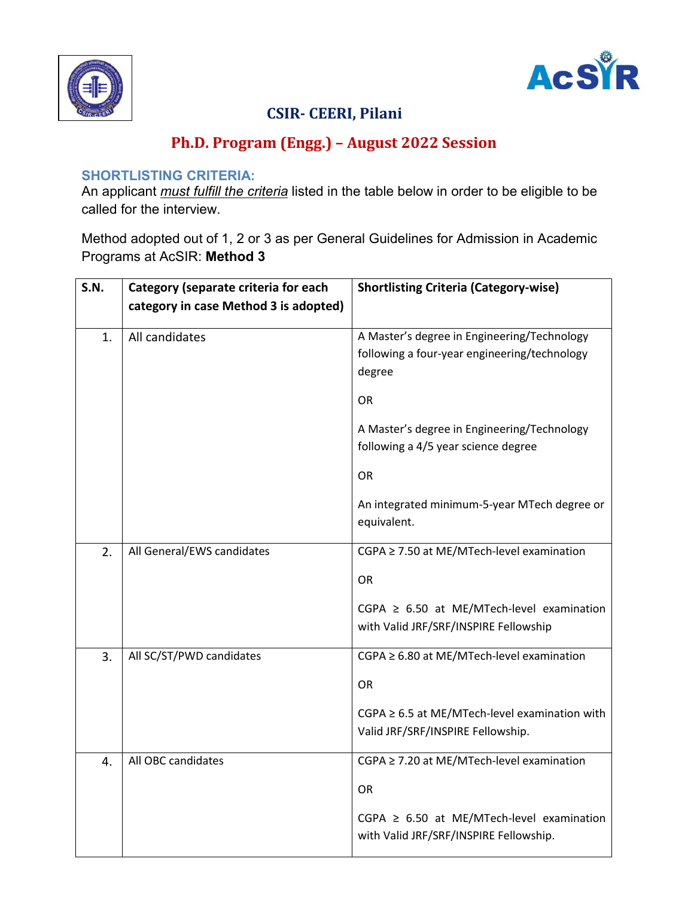# CSIR- CEERI, Pilani

## Ph.D. Program (Engg.) – August 2022 Session

### SHORTLISTING CRITERIA:

An applicant *must fulfill the criteria* listed in the table below in order to be eligible to be called for the interview.

Method adopted out of 1, 2 or 3 as per General Guidelines for Admission in Academic Programs at AcSIR: **Method 3**

| S.N. | Category (separate criteria for each category in case Method 3 is adopted) | Shortlisting Criteria (Category-wise) |
|---|---|---|
| 1. | All candidates | A Master's degree in Engineering/Technology following a four-year engineering/technology degree<br><br>OR<br><br>A Master's degree in Engineering/Technology following a 4/5 year science degree<br><br>OR<br><br>An integrated minimum-5-year MTech degree or equivalent. |
| 2. | All General/EWS candidates | CGPA ≥ 7.50 at ME/MTech-level examination<br><br>OR<br><br>CGPA ≥ 6.50 at ME/MTech-level examination with Valid JRF/SRF/INSPIRE Fellowship |
| 3. | All SC/ST/PWD candidates | CGPA ≥ 6.80 at ME/MTech-level examination<br><br>OR<br><br>CGPA ≥ 6.5 at ME/MTech-level examination with Valid JRF/SRF/INSPIRE Fellowship. |
| 4. | All OBC candidates | CGPA ≥ 7.20 at ME/MTech-level examination<br><br>OR<br><br>CGPA ≥ 6.50 at ME/MTech-level examination with Valid JRF/SRF/INSPIRE Fellowship. |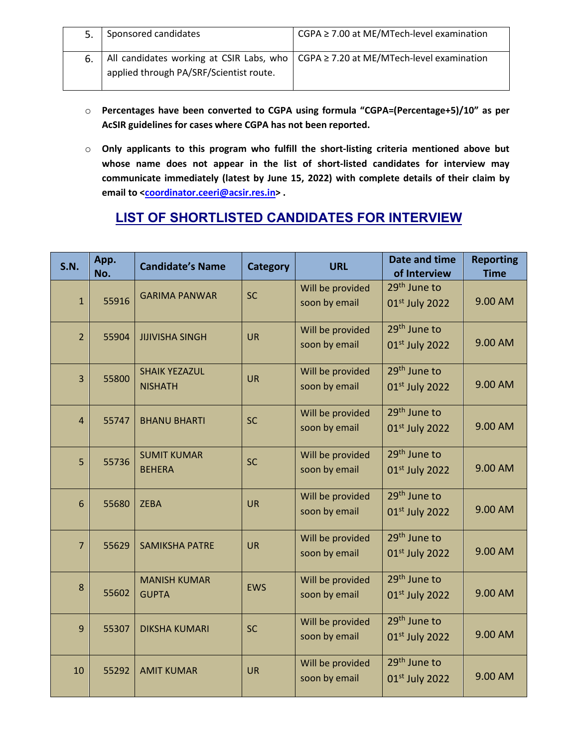| | | |
|---|---|---|
| 5. | Sponsored candidates | CGPA ≥ 7.00 at ME/MTech-level examination |
| 6. | All candidates working at CSIR Labs, who applied through PA/SRF/Scientist route. | CGPA ≥ 7.20 at ME/MTech-level examination |

- **Percentages have been converted to CGPA using formula "CGPA=(Percentage+5)/10" as per AcSIR guidelines for cases where CGPA has not been reported.**
- **Only applicants to this program who fulfill the short-listing criteria mentioned above but whose name does not appear in the list of short-listed candidates for interview may communicate immediately (latest by June 15, 2022) with complete details of their claim by email to <coordinator.ceeri@acsir.res.in> .**

## LIST OF SHORTLISTED CANDIDATES FOR INTERVIEW

| S.N. | App. No. | Candidate's Name | Category | URL | Date and time of Interview | Reporting Time |
|---|---|---|---|---|---|---|
| 1 | 55916 | GARIMA PANWAR | SC | Will be provided soon by email | 29th June to 01st July 2022 | 9.00 AM |
| 2 | 55904 | JIJIVISHA SINGH | UR | Will be provided soon by email | 29th June to 01st July 2022 | 9.00 AM |
| 3 | 55800 | SHAIK YEZAZUL NISHATH | UR | Will be provided soon by email | 29th June to 01st July 2022 | 9.00 AM |
| 4 | 55747 | BHANU BHARTI | SC | Will be provided soon by email | 29th June to 01st July 2022 | 9.00 AM |
| 5 | 55736 | SUMIT KUMAR BEHERA | SC | Will be provided soon by email | 29th June to 01st July 2022 | 9.00 AM |
| 6 | 55680 | ZEBA | UR | Will be provided soon by email | 29th June to 01st July 2022 | 9.00 AM |
| 7 | 55629 | SAMIKSHA PATRE | UR | Will be provided soon by email | 29th June to 01st July 2022 | 9.00 AM |
| 8 | 55602 | MANISH KUMAR GUPTA | EWS | Will be provided soon by email | 29th June to 01st July 2022 | 9.00 AM |
| 9 | 55307 | DIKSHA KUMARI | SC | Will be provided soon by email | 29th June to 01st July 2022 | 9.00 AM |
| 10 | 55292 | AMIT KUMAR | UR | Will be provided soon by email | 29th June to 01st July 2022 | 9.00 AM |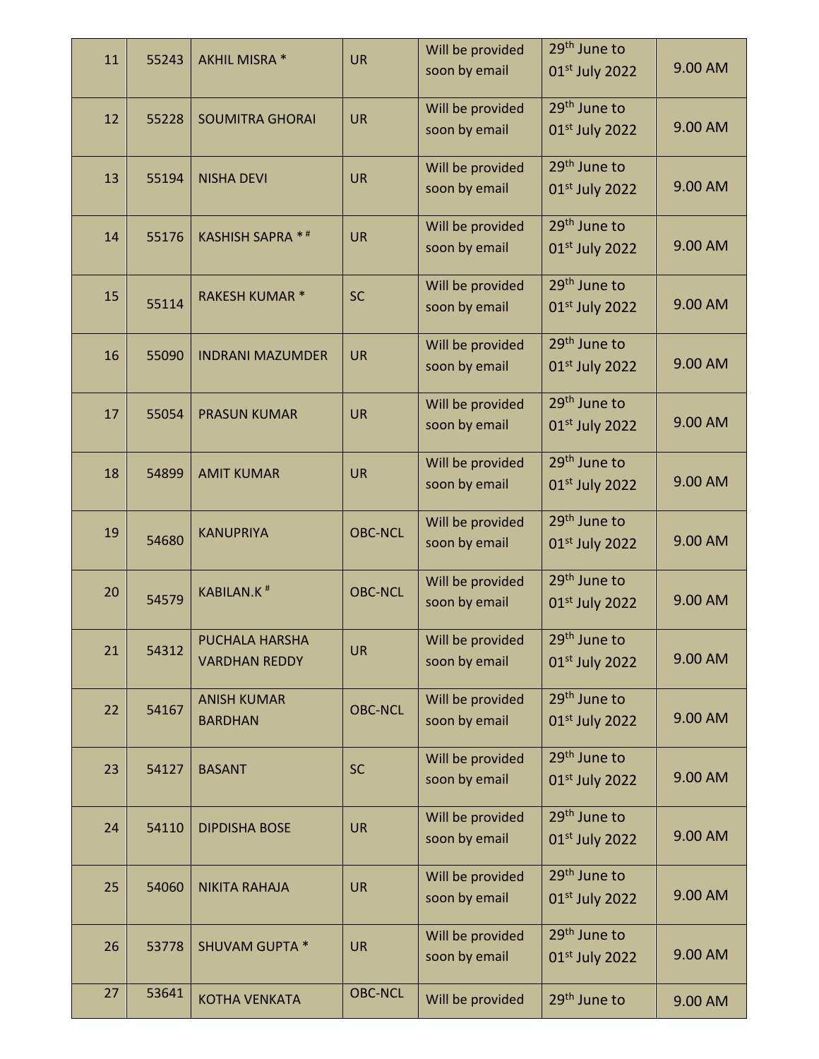| 11 | 55243 | AKHIL MISRA * | UR | Will be provided soon by email | 29th June to 01st July 2022 | 9.00 AM |
|---|---|---|---|---|---|---|
| 12 | 55228 | SOUMITRA GHORAI | UR | Will be provided soon by email | 29th June to 01st July 2022 | 9.00 AM |
| 13 | 55194 | NISHA DEVI | UR | Will be provided soon by email | 29th June to 01st July 2022 | 9.00 AM |
| 14 | 55176 | KASHISH SAPRA * # | UR | Will be provided soon by email | 29th June to 01st July 2022 | 9.00 AM |
| 15 | 55114 | RAKESH KUMAR * | SC | Will be provided soon by email | 29th June to 01st July 2022 | 9.00 AM |
| 16 | 55090 | INDRANI MAZUMDER | UR | Will be provided soon by email | 29th June to 01st July 2022 | 9.00 AM |
| 17 | 55054 | PRASUN KUMAR | UR | Will be provided soon by email | 29th June to 01st July 2022 | 9.00 AM |
| 18 | 54899 | AMIT KUMAR | UR | Will be provided soon by email | 29th June to 01st July 2022 | 9.00 AM |
| 19 | 54680 | KANUPRIYA | OBC-NCL | Will be provided soon by email | 29th June to 01st July 2022 | 9.00 AM |
| 20 | 54579 | KABILAN.K # | OBC-NCL | Will be provided soon by email | 29th June to 01st July 2022 | 9.00 AM |
| 21 | 54312 | PUCHALA HARSHA VARDHAN REDDY | UR | Will be provided soon by email | 29th June to 01st July 2022 | 9.00 AM |
| 22 | 54167 | ANISH KUMAR BARDHAN | OBC-NCL | Will be provided soon by email | 29th June to 01st July 2022 | 9.00 AM |
| 23 | 54127 | BASANT | SC | Will be provided soon by email | 29th June to 01st July 2022 | 9.00 AM |
| 24 | 54110 | DIPDISHA BOSE | UR | Will be provided soon by email | 29th June to 01st July 2022 | 9.00 AM |
| 25 | 54060 | NIKITA RAHAJA | UR | Will be provided soon by email | 29th June to 01st July 2022 | 9.00 AM |
| 26 | 53778 | SHUVAM GUPTA * | UR | Will be provided soon by email | 29th June to 01st July 2022 | 9.00 AM |
| 27 | 53641 | KOTHA VENKATA | OBC-NCL | Will be provided | 29th June to | 9.00 AM |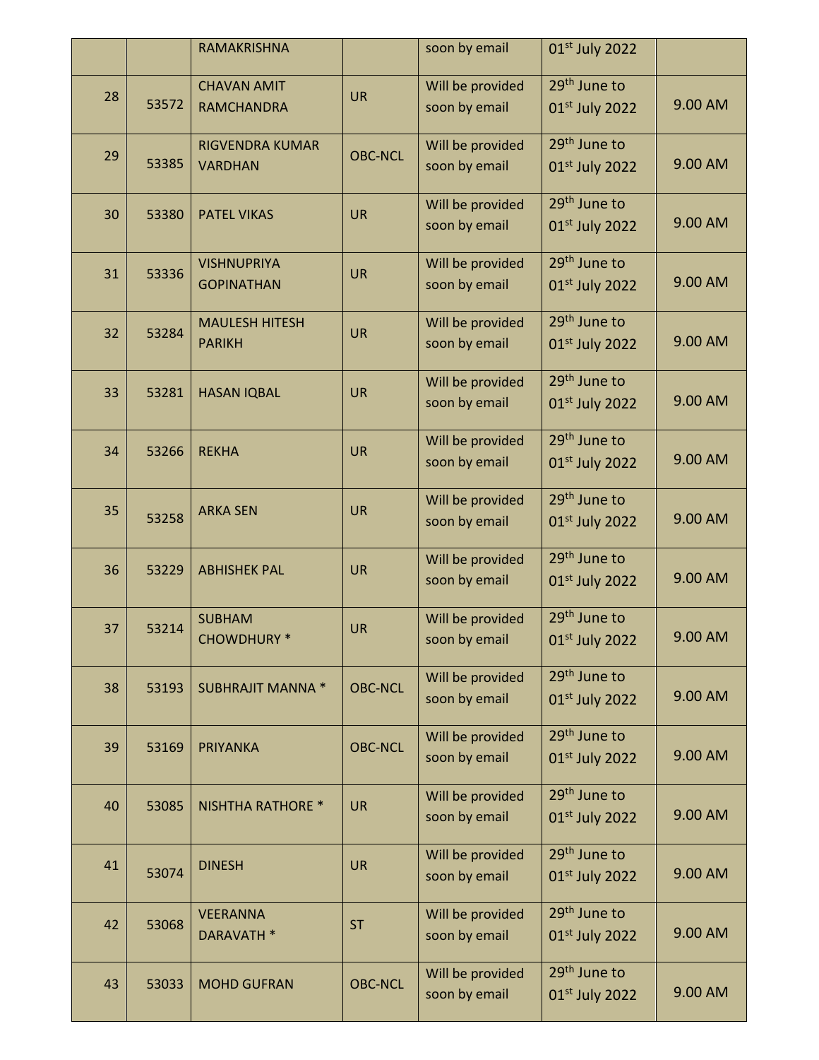|  |  | RAMAKRISHNA |  | soon by email | 01st July 2022 |  |
|---|---|---|---|---|---|---|
| 28 | 53572 | CHAVAN AMIT RAMCHANDRA | UR | Will be provided soon by email | 29th June to 01st July 2022 | 9.00 AM |
| 29 | 53385 | RIGVENDRA KUMAR VARDHAN | OBC-NCL | Will be provided soon by email | 29th June to 01st July 2022 | 9.00 AM |
| 30 | 53380 | PATEL VIKAS | UR | Will be provided soon by email | 29th June to 01st July 2022 | 9.00 AM |
| 31 | 53336 | VISHNUPRIYA GOPINATHAN | UR | Will be provided soon by email | 29th June to 01st July 2022 | 9.00 AM |
| 32 | 53284 | MAULESH HITESH PARIKH | UR | Will be provided soon by email | 29th June to 01st July 2022 | 9.00 AM |
| 33 | 53281 | HASAN IQBAL | UR | Will be provided soon by email | 29th June to 01st July 2022 | 9.00 AM |
| 34 | 53266 | REKHA | UR | Will be provided soon by email | 29th June to 01st July 2022 | 9.00 AM |
| 35 | 53258 | ARKA SEN | UR | Will be provided soon by email | 29th June to 01st July 2022 | 9.00 AM |
| 36 | 53229 | ABHISHEK PAL | UR | Will be provided soon by email | 29th June to 01st July 2022 | 9.00 AM |
| 37 | 53214 | SUBHAM CHOWDHURY * | UR | Will be provided soon by email | 29th June to 01st July 2022 | 9.00 AM |
| 38 | 53193 | SUBHRAJIT MANNA * | OBC-NCL | Will be provided soon by email | 29th June to 01st July 2022 | 9.00 AM |
| 39 | 53169 | PRIYANKA | OBC-NCL | Will be provided soon by email | 29th June to 01st July 2022 | 9.00 AM |
| 40 | 53085 | NISHTHA RATHORE * | UR | Will be provided soon by email | 29th June to 01st July 2022 | 9.00 AM |
| 41 | 53074 | DINESH | UR | Will be provided soon by email | 29th June to 01st July 2022 | 9.00 AM |
| 42 | 53068 | VEERANNA DARAVATH * | ST | Will be provided soon by email | 29th June to 01st July 2022 | 9.00 AM |
| 43 | 53033 | MOHD GUFRAN | OBC-NCL | Will be provided soon by email | 29th June to 01st July 2022 | 9.00 AM |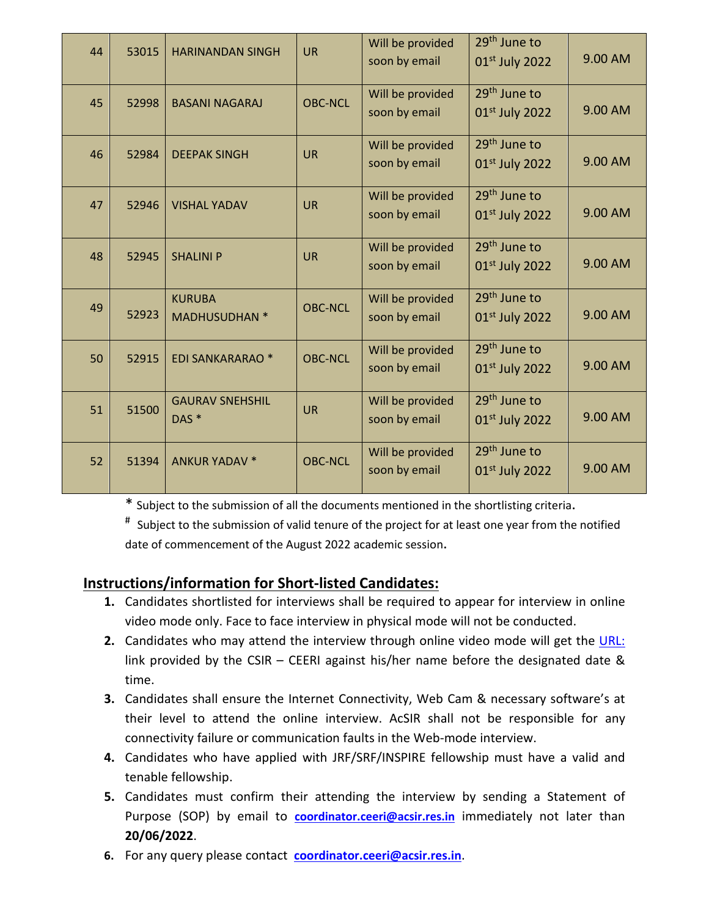| 44 | 53015 | HARINANDAN SINGH | UR | Will be provided soon by email | 29th June to 01st July 2022 | 9.00 AM |
|---|---|---|---|---|---|---|
| 45 | 52998 | BASANI NAGARAJ | OBC-NCL | Will be provided soon by email | 29th June to 01st July 2022 | 9.00 AM |
| 46 | 52984 | DEEPAK SINGH | UR | Will be provided soon by email | 29th June to 01st July 2022 | 9.00 AM |
| 47 | 52946 | VISHAL YADAV | UR | Will be provided soon by email | 29th June to 01st July 2022 | 9.00 AM |
| 48 | 52945 | SHALINI P | UR | Will be provided soon by email | 29th June to 01st July 2022 | 9.00 AM |
| 49 | 52923 | KURUBA MADHUSUDHAN * | OBC-NCL | Will be provided soon by email | 29th June to 01st July 2022 | 9.00 AM |
| 50 | 52915 | EDI SANKARARAO * | OBC-NCL | Will be provided soon by email | 29th June to 01st July 2022 | 9.00 AM |
| 51 | 51500 | GAURAV SNEHSHIL DAS * | UR | Will be provided soon by email | 29th June to 01st July 2022 | 9.00 AM |
| 52 | 51394 | ANKUR YADAV * | OBC-NCL | Will be provided soon by email | 29th June to 01st July 2022 | 9.00 AM |

\* Subject to the submission of all the documents mentioned in the shortlisting criteria.

[#] Subject to the submission of valid tenure of the project for at least one year from the notified date of commencement of the August 2022 academic session.

## Instructions/information for Short-listed Candidates:

1. Candidates shortlisted for interviews shall be required to appear for interview in online video mode only. Face to face interview in physical mode will not be conducted.
2. Candidates who may attend the interview through online video mode will get the URL: link provided by the CSIR – CEERI against his/her name before the designated date & time.
3. Candidates shall ensure the Internet Connectivity, Web Cam & necessary software's at their level to attend the online interview. AcSIR shall not be responsible for any connectivity failure or communication faults in the Web-mode interview.
4. Candidates who have applied with JRF/SRF/INSPIRE fellowship must have a valid and tenable fellowship.
5. Candidates must confirm their attending the interview by sending a Statement of Purpose (SOP) by email to **coordinator.ceeri@acsir.res.in** immediately not later than **20/06/2022**.
6. For any query please contact **coordinator.ceeri@acsir.res.in**.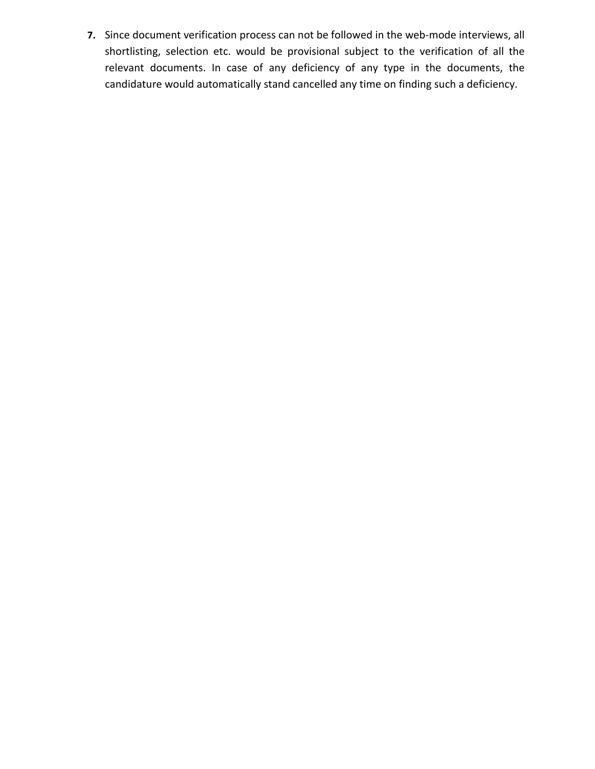7. Since document verification process can not be followed in the web-mode interviews, all shortlisting, selection etc. would be provisional subject to the verification of all the relevant documents. In case of any deficiency of any type in the documents, the candidature would automatically stand cancelled any time on finding such a deficiency.